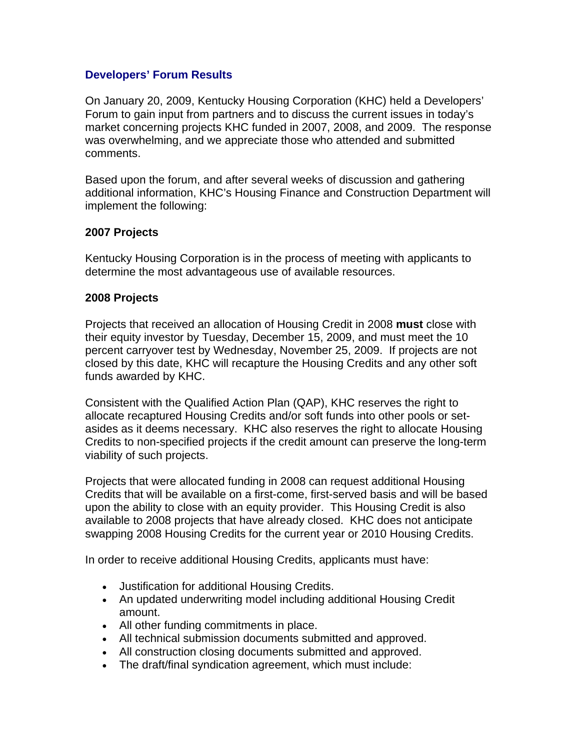## Developers' Forum Results

On January 20, 2009, Kentucky Housing Corporation (KHC) held a Developers' Forum to gain input from partners and to discuss the current issues in today's market concerning projects KHC funded in 2007, 2008, and 2009. The response was overwhelming, and we appreciate those who attended and submitted comments.

Based upon the forum, and after several weeks of discussion and gathering additional information, KHC's Housing Finance and Construction Department will implement the following:

### 2007 Projects

Kentucky Housing Corporation is in the process of meeting with applicants to determine the most advantageous use of available resources.

### 2008 Projects

Projects that received an allocation of Housing Credit in 2008 **must** close with their equity investor by Tuesday, December 15, 2009, and must meet the 10 percent carryover test by Wednesday, November 25, 2009. If projects are not closed by this date, KHC will recapture the Housing Credits and any other soft funds awarded by KHC.

Consistent with the Qualified Action Plan (QAP), KHC reserves the right to allocate recaptured Housing Credits and/or soft funds into other pools or set-asides as it deems necessary. KHC also reserves the right to allocate Housing Credits to non-specified projects if the credit amount can preserve the long-term viability of such projects.

Projects that were allocated funding in 2008 can request additional Housing Credits that will be available on a first-come, first-served basis and will be based upon the ability to close with an equity provider. This Housing Credit is also available to 2008 projects that have already closed. KHC does not anticipate swapping 2008 Housing Credits for the current year or 2010 Housing Credits.

In order to receive additional Housing Credits, applicants must have:

- Justification for additional Housing Credits.
- An updated underwriting model including additional Housing Credit amount.
- All other funding commitments in place.
- All technical submission documents submitted and approved.
- All construction closing documents submitted and approved.
- The draft/final syndication agreement, which must include: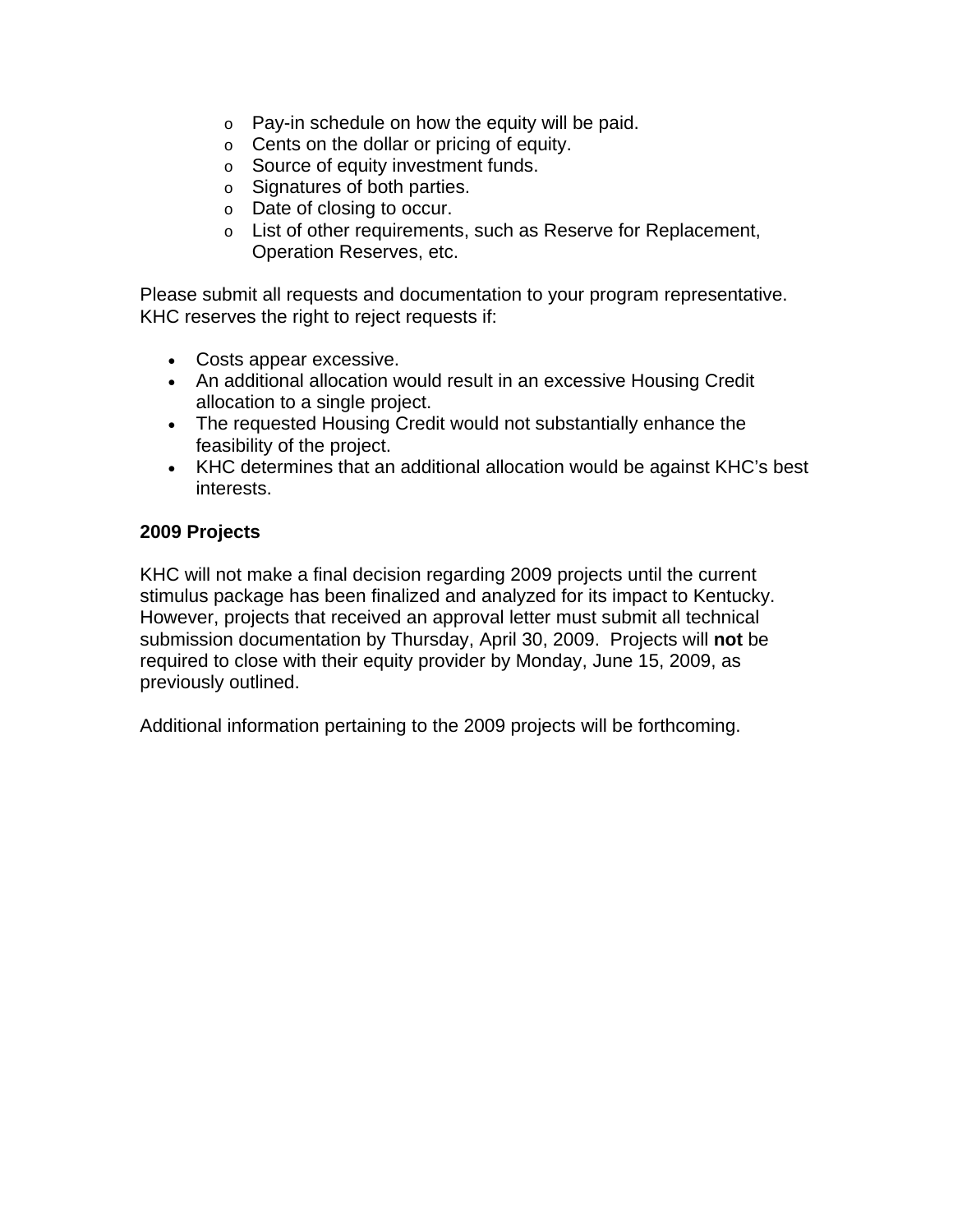- Pay-in schedule on how the equity will be paid.
  - Cents on the dollar or pricing of equity.
  - Source of equity investment funds.
  - Signatures of both parties.
  - Date of closing to occur.
  - List of other requirements, such as Reserve for Replacement, Operation Reserves, etc.

Please submit all requests and documentation to your program representative. KHC reserves the right to reject requests if:

- Costs appear excessive.
- An additional allocation would result in an excessive Housing Credit allocation to a single project.
- The requested Housing Credit would not substantially enhance the feasibility of the project.
- KHC determines that an additional allocation would be against KHC's best interests.

**2009 Projects**

KHC will not make a final decision regarding 2009 projects until the current stimulus package has been finalized and analyzed for its impact to Kentucky. However, projects that received an approval letter must submit all technical submission documentation by Thursday, April 30, 2009. Projects will **not** be required to close with their equity provider by Monday, June 15, 2009, as previously outlined.

Additional information pertaining to the 2009 projects will be forthcoming.